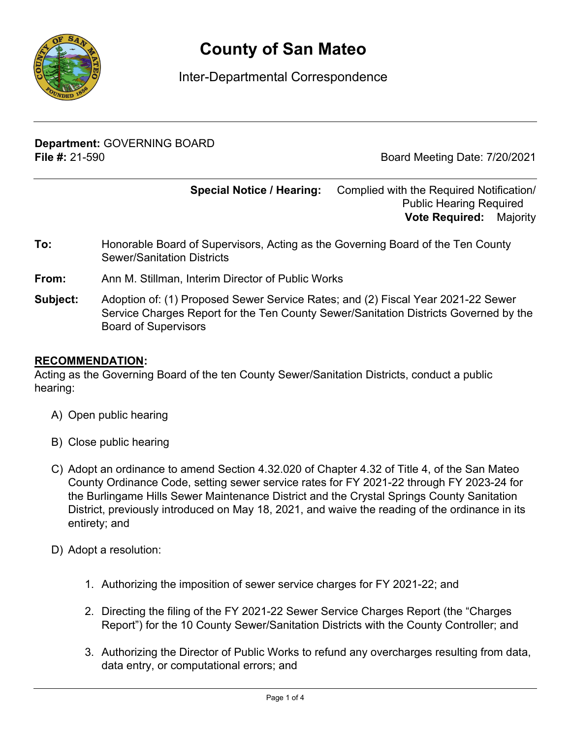# County of San Mateo

Inter-Departmental Correspondence

**Department:** GOVERNING BOARD
**File #:** 21-590

Board Meeting Date: 7/20/2021

**Special Notice / Hearing:** Complied with the Required Notification/ Public Hearing Required
**Vote Required:** Majority

**To:** Honorable Board of Supervisors, Acting as the Governing Board of the Ten County Sewer/Sanitation Districts

**From:** Ann M. Stillman, Interim Director of Public Works

**Subject:** Adoption of: (1) Proposed Sewer Service Rates; and (2) Fiscal Year 2021-22 Sewer Service Charges Report for the Ten County Sewer/Sanitation Districts Governed by the Board of Supervisors

## RECOMMENDATION:

Acting as the Governing Board of the ten County Sewer/Sanitation Districts, conduct a public hearing:

A) Open public hearing

B) Close public hearing

C) Adopt an ordinance to amend Section 4.32.020 of Chapter 4.32 of Title 4, of the San Mateo County Ordinance Code, setting sewer service rates for FY 2021-22 through FY 2023-24 for the Burlingame Hills Sewer Maintenance District and the Crystal Springs County Sanitation District, previously introduced on May 18, 2021, and waive the reading of the ordinance in its entirety; and

D) Adopt a resolution:

1. Authorizing the imposition of sewer service charges for FY 2021-22; and

2. Directing the filing of the FY 2021-22 Sewer Service Charges Report (the "Charges Report") for the 10 County Sewer/Sanitation Districts with the County Controller; and

3. Authorizing the Director of Public Works to refund any overcharges resulting from data, data entry, or computational errors; and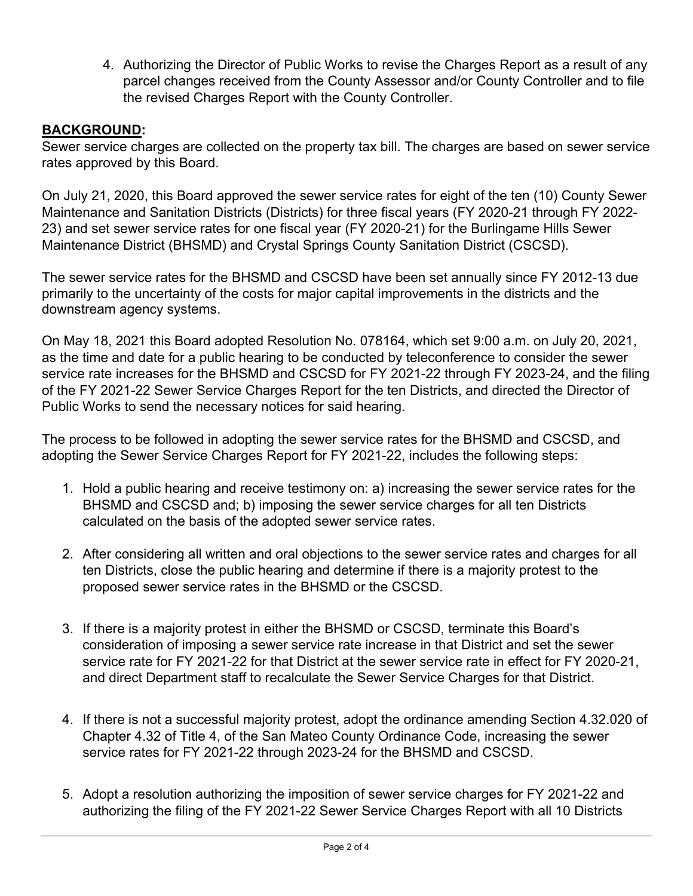4. Authorizing the Director of Public Works to revise the Charges Report as a result of any parcel changes received from the County Assessor and/or County Controller and to file the revised Charges Report with the County Controller.

## **BACKGROUND:**

Sewer service charges are collected on the property tax bill. The charges are based on sewer service rates approved by this Board.

On July 21, 2020, this Board approved the sewer service rates for eight of the ten (10) County Sewer Maintenance and Sanitation Districts (Districts) for three fiscal years (FY 2020-21 through FY 2022-23) and set sewer service rates for one fiscal year (FY 2020-21) for the Burlingame Hills Sewer Maintenance District (BHSMD) and Crystal Springs County Sanitation District (CSCSD).

The sewer service rates for the BHSMD and CSCSD have been set annually since FY 2012-13 due primarily to the uncertainty of the costs for major capital improvements in the districts and the downstream agency systems.

On May 18, 2021 this Board adopted Resolution No. 078164, which set 9:00 a.m. on July 20, 2021, as the time and date for a public hearing to be conducted by teleconference to consider the sewer service rate increases for the BHSMD and CSCSD for FY 2021-22 through FY 2023-24, and the filing of the FY 2021-22 Sewer Service Charges Report for the ten Districts, and directed the Director of Public Works to send the necessary notices for said hearing.

The process to be followed in adopting the sewer service rates for the BHSMD and CSCSD, and adopting the Sewer Service Charges Report for FY 2021-22, includes the following steps:

1. Hold a public hearing and receive testimony on: a) increasing the sewer service rates for the BHSMD and CSCSD and; b) imposing the sewer service charges for all ten Districts calculated on the basis of the adopted sewer service rates.

2. After considering all written and oral objections to the sewer service rates and charges for all ten Districts, close the public hearing and determine if there is a majority protest to the proposed sewer service rates in the BHSMD or the CSCSD.

3. If there is a majority protest in either the BHSMD or CSCSD, terminate this Board's consideration of imposing a sewer service rate increase in that District and set the sewer service rate for FY 2021-22 for that District at the sewer service rate in effect for FY 2020-21, and direct Department staff to recalculate the Sewer Service Charges for that District.

4. If there is not a successful majority protest, adopt the ordinance amending Section 4.32.020 of Chapter 4.32 of Title 4, of the San Mateo County Ordinance Code, increasing the sewer service rates for FY 2021-22 through 2023-24 for the BHSMD and CSCSD.

5. Adopt a resolution authorizing the imposition of sewer service charges for FY 2021-22 and authorizing the filing of the FY 2021-22 Sewer Service Charges Report with all 10 Districts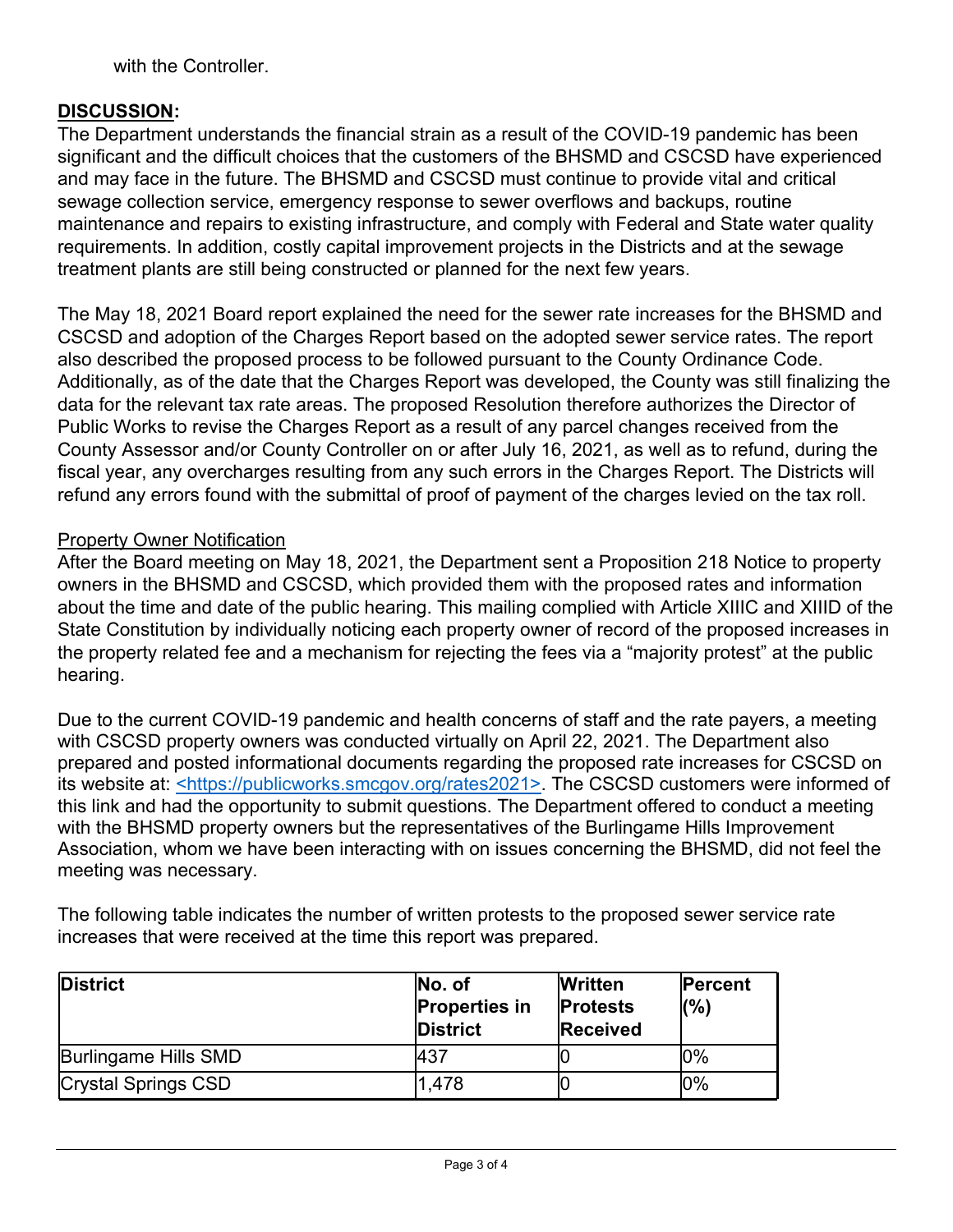with the Controller.

**DISCUSSION:**

The Department understands the financial strain as a result of the COVID-19 pandemic has been significant and the difficult choices that the customers of the BHSMD and CSCSD have experienced and may face in the future. The BHSMD and CSCSD must continue to provide vital and critical sewage collection service, emergency response to sewer overflows and backups, routine maintenance and repairs to existing infrastructure, and comply with Federal and State water quality requirements. In addition, costly capital improvement projects in the Districts and at the sewage treatment plants are still being constructed or planned for the next few years.

The May 18, 2021 Board report explained the need for the sewer rate increases for the BHSMD and CSCSD and adoption of the Charges Report based on the adopted sewer service rates. The report also described the proposed process to be followed pursuant to the County Ordinance Code. Additionally, as of the date that the Charges Report was developed, the County was still finalizing the data for the relevant tax rate areas. The proposed Resolution therefore authorizes the Director of Public Works to revise the Charges Report as a result of any parcel changes received from the County Assessor and/or County Controller on or after July 16, 2021, as well as to refund, during the fiscal year, any overcharges resulting from any such errors in the Charges Report. The Districts will refund any errors found with the submittal of proof of payment of the charges levied on the tax roll.

Property Owner Notification

After the Board meeting on May 18, 2021, the Department sent a Proposition 218 Notice to property owners in the BHSMD and CSCSD, which provided them with the proposed rates and information about the time and date of the public hearing. This mailing complied with Article XIIIC and XIIID of the State Constitution by individually noticing each property owner of record of the proposed increases in the property related fee and a mechanism for rejecting the fees via a "majority protest" at the public hearing.

Due to the current COVID-19 pandemic and health concerns of staff and the rate payers, a meeting with CSCSD property owners was conducted virtually on April 22, 2021. The Department also prepared and posted informational documents regarding the proposed rate increases for CSCSD on its website at: <https://publicworks.smcgov.org/rates2021>. The CSCSD customers were informed of this link and had the opportunity to submit questions. The Department offered to conduct a meeting with the BHSMD property owners but the representatives of the Burlingame Hills Improvement Association, whom we have been interacting with on issues concerning the BHSMD, did not feel the meeting was necessary.

The following table indicates the number of written protests to the proposed sewer service rate increases that were received at the time this report was prepared.

| District | No. of Properties in District | Written Protests Received | Percent (%) |
|---|---|---|---|
| Burlingame Hills SMD | 437 | 0 | 0% |
| Crystal Springs CSD | 1,478 | 0 | 0% |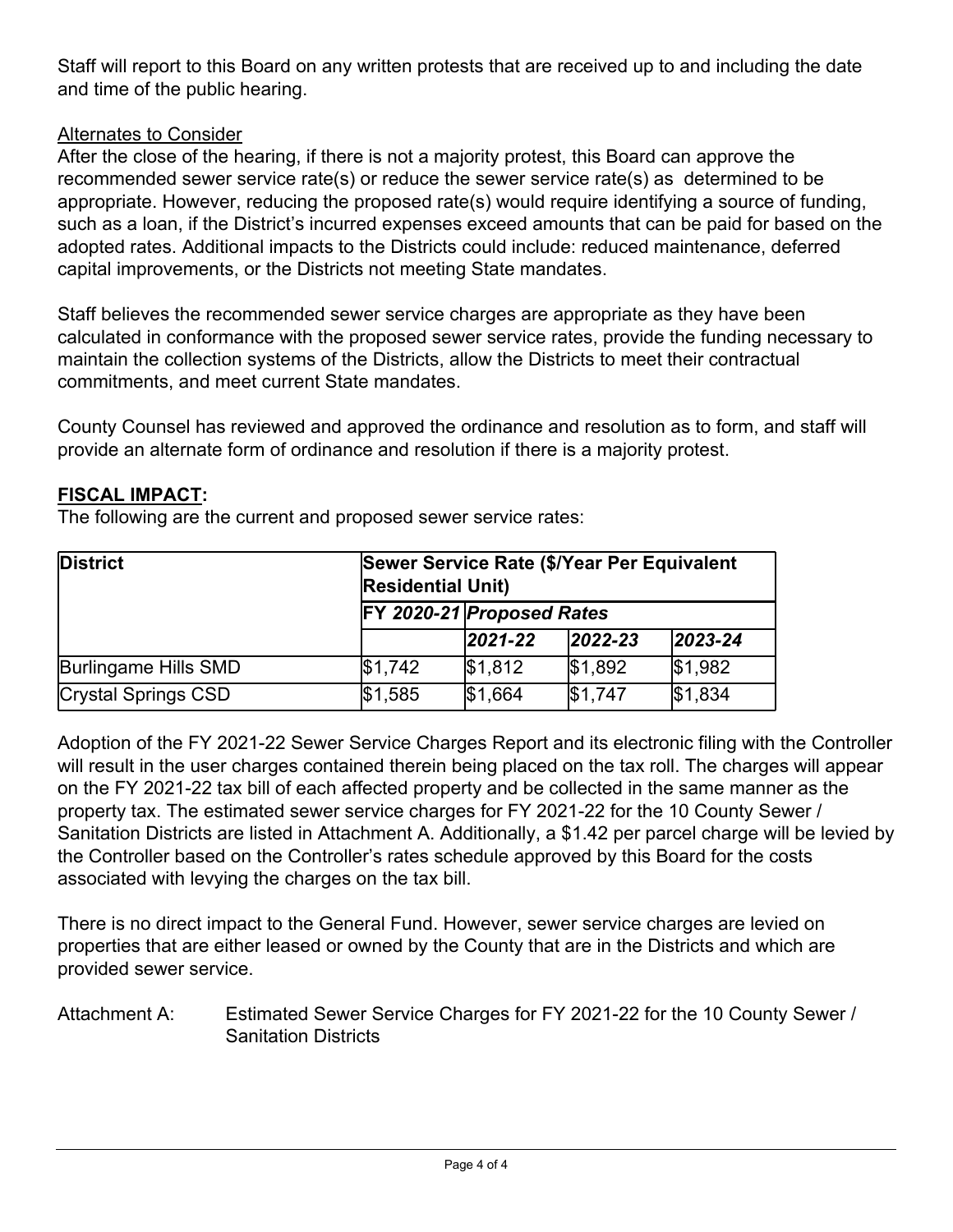Staff will report to this Board on any written protests that are received up to and including the date and time of the public hearing.

Alternates to Consider

After the close of the hearing, if there is not a majority protest, this Board can approve the recommended sewer service rate(s) or reduce the sewer service rate(s) as determined to be appropriate. However, reducing the proposed rate(s) would require identifying a source of funding, such as a loan, if the District's incurred expenses exceed amounts that can be paid for based on the adopted rates. Additional impacts to the Districts could include: reduced maintenance, deferred capital improvements, or the Districts not meeting State mandates.

Staff believes the recommended sewer service charges are appropriate as they have been calculated in conformance with the proposed sewer service rates, provide the funding necessary to maintain the collection systems of the Districts, allow the Districts to meet their contractual commitments, and meet current State mandates.

County Counsel has reviewed and approved the ordinance and resolution as to form, and staff will provide an alternate form of ordinance and resolution if there is a majority protest.

**FISCAL IMPACT:**

The following are the current and proposed sewer service rates:

| **District** | **Sewer Service Rate ($/Year Per Equivalent Residential Unit)** | | | |
|---|---|---|---|---|
| | **FY *2020-21*** | ***Proposed Rates*** | | |
| | | ***2021-22*** | ***2022-23*** | ***2023-24*** |
| Burlingame Hills SMD | $1,742 | $1,812 | $1,892 | $1,982 |
| Crystal Springs CSD | $1,585 | $1,664 | $1,747 | $1,834 |

Adoption of the FY 2021-22 Sewer Service Charges Report and its electronic filing with the Controller will result in the user charges contained therein being placed on the tax roll. The charges will appear on the FY 2021-22 tax bill of each affected property and be collected in the same manner as the property tax. The estimated sewer service charges for FY 2021-22 for the 10 County Sewer / Sanitation Districts are listed in Attachment A. Additionally, a $1.42 per parcel charge will be levied by the Controller based on the Controller's rates schedule approved by this Board for the costs associated with levying the charges on the tax bill.

There is no direct impact to the General Fund. However, sewer service charges are levied on properties that are either leased or owned by the County that are in the Districts and which are provided sewer service.

Attachment A: Estimated Sewer Service Charges for FY 2021-22 for the 10 County Sewer / Sanitation Districts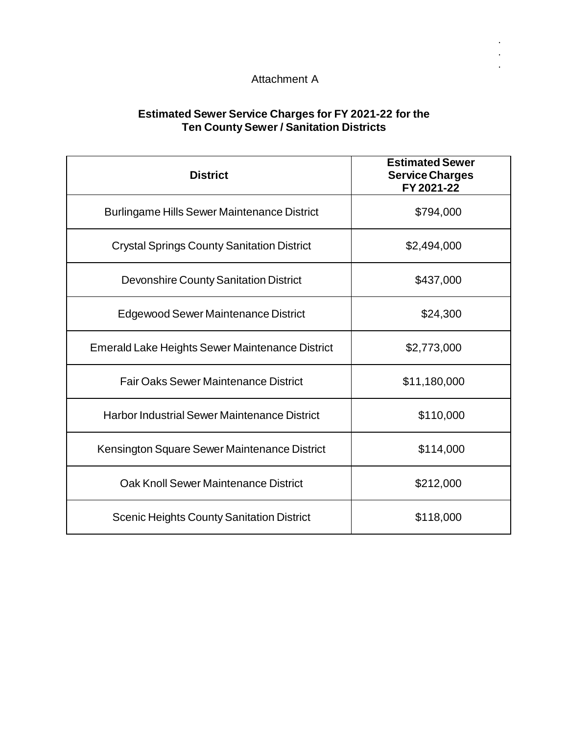Attachment A

**Estimated Sewer Service Charges for FY 2021-22 for the Ten County Sewer / Sanitation Districts**

| District | Estimated Sewer Service Charges FY 2021-22 |
|---|---|
| Burlingame Hills Sewer Maintenance District | $794,000 |
| Crystal Springs County Sanitation District | $2,494,000 |
| Devonshire County Sanitation District | $437,000 |
| Edgewood Sewer Maintenance District | $24,300 |
| Emerald Lake Heights Sewer Maintenance District | $2,773,000 |
| Fair Oaks Sewer Maintenance District | $11,180,000 |
| Harbor Industrial Sewer Maintenance District | $110,000 |
| Kensington Square Sewer Maintenance District | $114,000 |
| Oak Knoll Sewer Maintenance District | $212,000 |
| Scenic Heights County Sanitation District | $118,000 |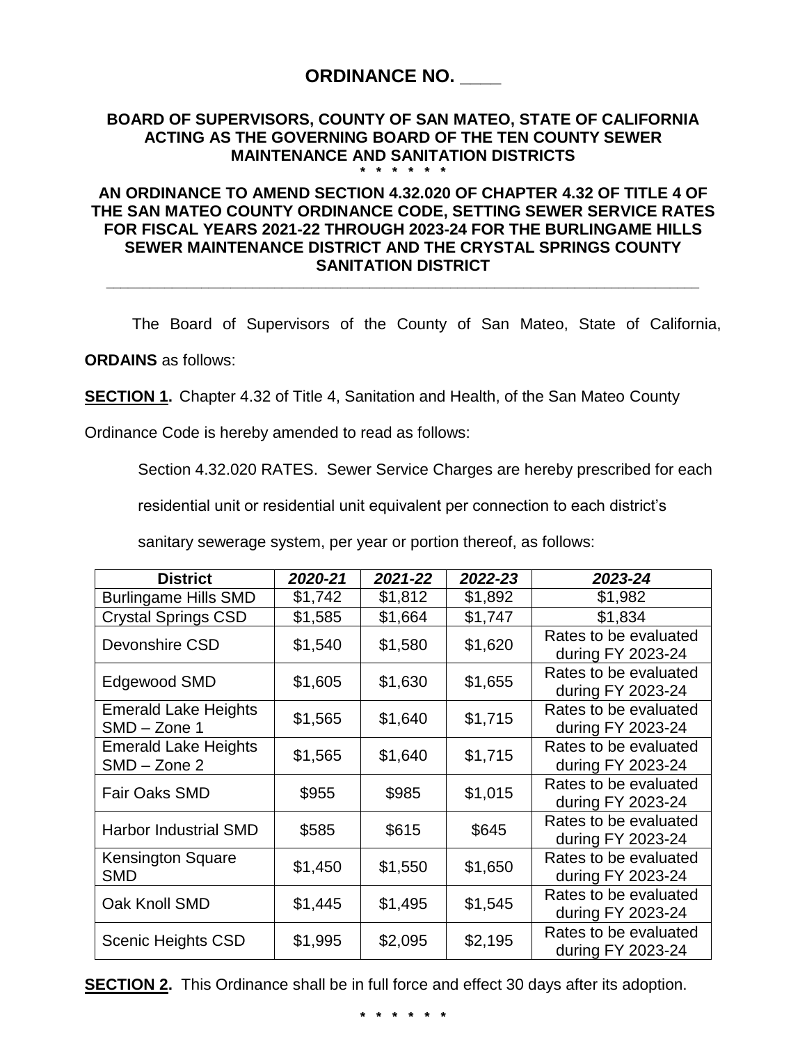# ORDINANCE NO. ____

**BOARD OF SUPERVISORS, COUNTY OF SAN MATEO, STATE OF CALIFORNIA ACTING AS THE GOVERNING BOARD OF THE TEN COUNTY SEWER MAINTENANCE AND SANITATION DISTRICTS**

\* \* \* \* \* \*

**AN ORDINANCE TO AMEND SECTION 4.32.020 OF CHAPTER 4.32 OF TITLE 4 OF THE SAN MATEO COUNTY ORDINANCE CODE, SETTING SEWER SERVICE RATES FOR FISCAL YEARS 2021-22 THROUGH 2023-24 FOR THE BURLINGAME HILLS SEWER MAINTENANCE DISTRICT AND THE CRYSTAL SPRINGS COUNTY SANITATION DISTRICT**

---

The Board of Supervisors of the County of San Mateo, State of California, **ORDAINS** as follows:

**SECTION 1.** Chapter 4.32 of Title 4, Sanitation and Health, of the San Mateo County Ordinance Code is hereby amended to read as follows:

Section 4.32.020 RATES. Sewer Service Charges are hereby prescribed for each residential unit or residential unit equivalent per connection to each district's sanitary sewerage system, per year or portion thereof, as follows:

| District | *2020-21* | *2021-22* | *2022-23* | *2023-24* |
|---|---|---|---|---|
| Burlingame Hills SMD | $1,742 | $1,812 | $1,892 | $1,982 |
| Crystal Springs CSD | $1,585 | $1,664 | $1,747 | $1,834 |
| Devonshire CSD | $1,540 | $1,580 | $1,620 | Rates to be evaluated during FY 2023-24 |
| Edgewood SMD | $1,605 | $1,630 | $1,655 | Rates to be evaluated during FY 2023-24 |
| Emerald Lake Heights SMD – Zone 1 | $1,565 | $1,640 | $1,715 | Rates to be evaluated during FY 2023-24 |
| Emerald Lake Heights SMD – Zone 2 | $1,565 | $1,640 | $1,715 | Rates to be evaluated during FY 2023-24 |
| Fair Oaks SMD | $955 | $985 | $1,015 | Rates to be evaluated during FY 2023-24 |
| Harbor Industrial SMD | $585 | $615 | $645 | Rates to be evaluated during FY 2023-24 |
| Kensington Square SMD | $1,450 | $1,550 | $1,650 | Rates to be evaluated during FY 2023-24 |
| Oak Knoll SMD | $1,445 | $1,495 | $1,545 | Rates to be evaluated during FY 2023-24 |
| Scenic Heights CSD | $1,995 | $2,095 | $2,195 | Rates to be evaluated during FY 2023-24 |

**SECTION 2.** This Ordinance shall be in full force and effect 30 days after its adoption.

\* \* \* \* \* \*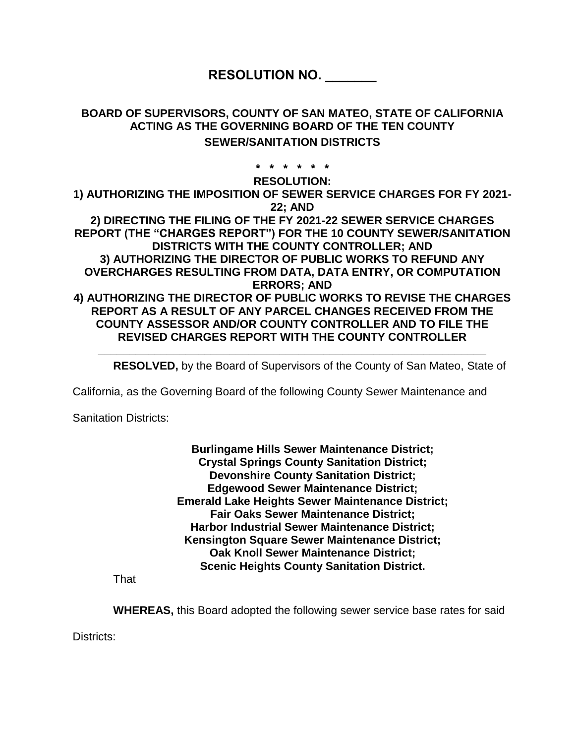# RESOLUTION NO. _______

## BOARD OF SUPERVISORS, COUNTY OF SAN MATEO, STATE OF CALIFORNIA ACTING AS THE GOVERNING BOARD OF THE TEN COUNTY SEWER/SANITATION DISTRICTS

\* \* \* \* \* \* \*

**RESOLUTION:**
**1) AUTHORIZING THE IMPOSITION OF SEWER SERVICE CHARGES FOR FY 2021-22; AND**
**2) DIRECTING THE FILING OF THE FY 2021-22 SEWER SERVICE CHARGES REPORT (THE "CHARGES REPORT") FOR THE 10 COUNTY SEWER/SANITATION DISTRICTS WITH THE COUNTY CONTROLLER; AND**
**3) AUTHORIZING THE DIRECTOR OF PUBLIC WORKS TO REFUND ANY OVERCHARGES RESULTING FROM DATA, DATA ENTRY, OR COMPUTATION ERRORS; AND**
**4) AUTHORIZING THE DIRECTOR OF PUBLIC WORKS TO REVISE THE CHARGES REPORT AS A RESULT OF ANY PARCEL CHANGES RECEIVED FROM THE COUNTY ASSESSOR AND/OR COUNTY CONTROLLER AND TO FILE THE REVISED CHARGES REPORT WITH THE COUNTY CONTROLLER**

---

**RESOLVED,** by the Board of Supervisors of the County of San Mateo, State of California, as the Governing Board of the following County Sewer Maintenance and Sanitation Districts:

**Burlingame Hills Sewer Maintenance District;**
**Crystal Springs County Sanitation District;**
**Devonshire County Sanitation District;**
**Edgewood Sewer Maintenance District;**
**Emerald Lake Heights Sewer Maintenance District;**
**Fair Oaks Sewer Maintenance District;**
**Harbor Industrial Sewer Maintenance District;**
**Kensington Square Sewer Maintenance District;**
**Oak Knoll Sewer Maintenance District;**
**Scenic Heights County Sanitation District.**

That

**WHEREAS,** this Board adopted the following sewer service base rates for said Districts: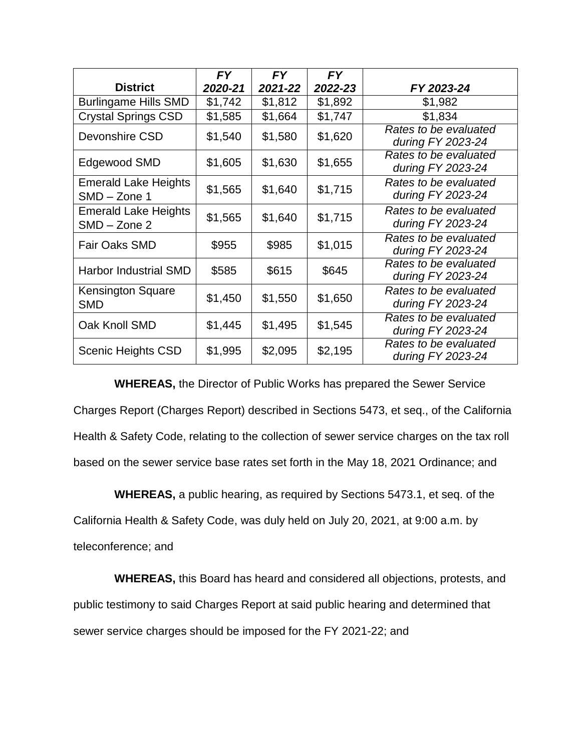| **District** | ***FY 2020-21*** | ***FY 2021-22*** | ***FY 2022-23*** | ***FY 2023-24*** |
| --- | --- | --- | --- | --- |
| Burlingame Hills SMD | $1,742 | $1,812 | $1,892 | $1,982 |
| Crystal Springs CSD | $1,585 | $1,664 | $1,747 | $1,834 |
| Devonshire CSD | $1,540 | $1,580 | $1,620 | *Rates to be evaluated during FY 2023-24* |
| Edgewood SMD | $1,605 | $1,630 | $1,655 | *Rates to be evaluated during FY 2023-24* |
| Emerald Lake Heights SMD – Zone 1 | $1,565 | $1,640 | $1,715 | *Rates to be evaluated during FY 2023-24* |
| Emerald Lake Heights SMD – Zone 2 | $1,565 | $1,640 | $1,715 | *Rates to be evaluated during FY 2023-24* |
| Fair Oaks SMD | $955 | $985 | $1,015 | *Rates to be evaluated during FY 2023-24* |
| Harbor Industrial SMD | $585 | $615 | $645 | *Rates to be evaluated during FY 2023-24* |
| Kensington Square SMD | $1,450 | $1,550 | $1,650 | *Rates to be evaluated during FY 2023-24* |
| Oak Knoll SMD | $1,445 | $1,495 | $1,545 | *Rates to be evaluated during FY 2023-24* |
| Scenic Heights CSD | $1,995 | $2,095 | $2,195 | *Rates to be evaluated during FY 2023-24* |

**WHEREAS,** the Director of Public Works has prepared the Sewer Service Charges Report (Charges Report) described in Sections 5473, et seq., of the California Health & Safety Code, relating to the collection of sewer service charges on the tax roll based on the sewer service base rates set forth in the May 18, 2021 Ordinance; and

**WHEREAS,** a public hearing, as required by Sections 5473.1, et seq. of the California Health & Safety Code, was duly held on July 20, 2021, at 9:00 a.m. by teleconference; and

**WHEREAS,** this Board has heard and considered all objections, protests, and public testimony to said Charges Report at said public hearing and determined that sewer service charges should be imposed for the FY 2021-22; and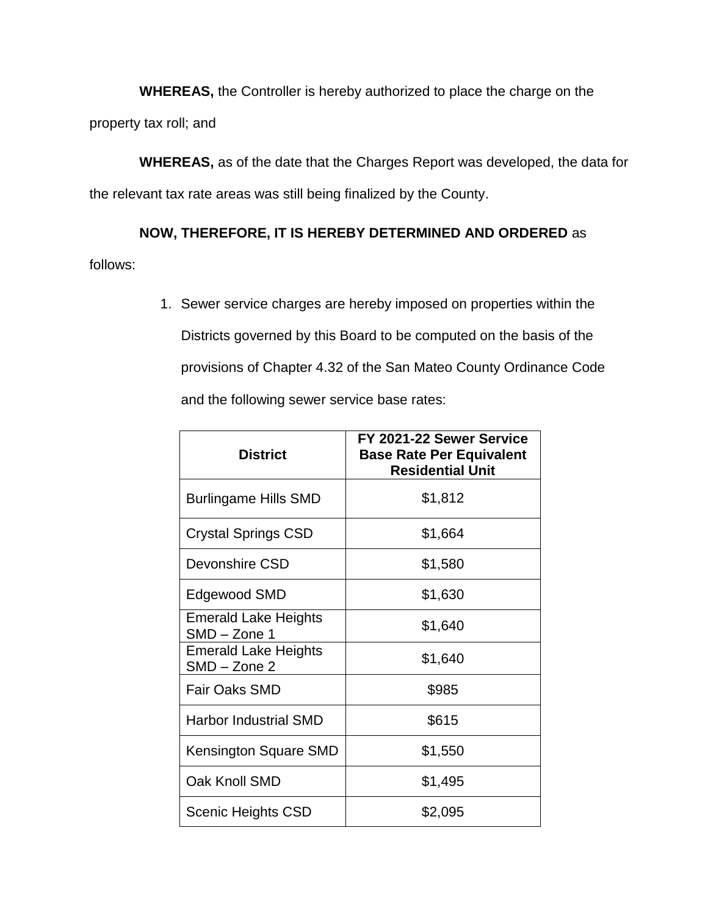**WHEREAS,** the Controller is hereby authorized to place the charge on the property tax roll; and

**WHEREAS,** as of the date that the Charges Report was developed, the data for the relevant tax rate areas was still being finalized by the County.

**NOW, THEREFORE, IT IS HEREBY DETERMINED AND ORDERED** as follows:

1. Sewer service charges are hereby imposed on properties within the Districts governed by this Board to be computed on the basis of the provisions of Chapter 4.32 of the San Mateo County Ordinance Code and the following sewer service base rates:

| District | FY 2021-22 Sewer Service Base Rate Per Equivalent Residential Unit |
|---|---|
| Burlingame Hills SMD | $1,812 |
| Crystal Springs CSD | $1,664 |
| Devonshire CSD | $1,580 |
| Edgewood SMD | $1,630 |
| Emerald Lake Heights SMD – Zone 1 | $1,640 |
| Emerald Lake Heights SMD – Zone 2 | $1,640 |
| Fair Oaks SMD | $985 |
| Harbor Industrial SMD | $615 |
| Kensington Square SMD | $1,550 |
| Oak Knoll SMD | $1,495 |
| Scenic Heights CSD | $2,095 |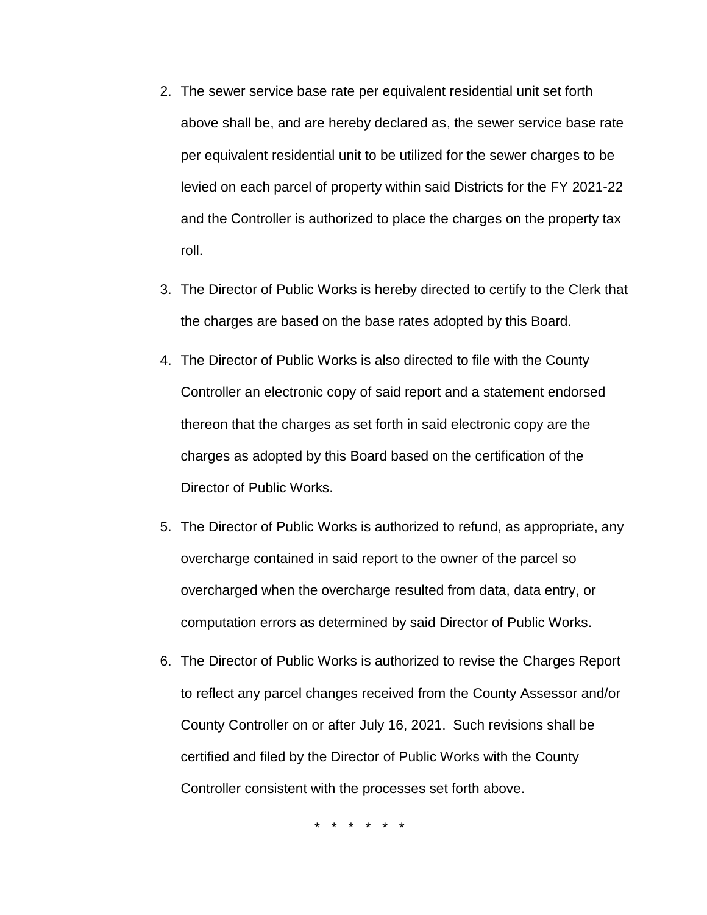2. The sewer service base rate per equivalent residential unit set forth above shall be, and are hereby declared as, the sewer service base rate per equivalent residential unit to be utilized for the sewer charges to be levied on each parcel of property within said Districts for the FY 2021-22 and the Controller is authorized to place the charges on the property tax roll.

3. The Director of Public Works is hereby directed to certify to the Clerk that the charges are based on the base rates adopted by this Board.

4. The Director of Public Works is also directed to file with the County Controller an electronic copy of said report and a statement endorsed thereon that the charges as set forth in said electronic copy are the charges as adopted by this Board based on the certification of the Director of Public Works.

5. The Director of Public Works is authorized to refund, as appropriate, any overcharge contained in said report to the owner of the parcel so overcharged when the overcharge resulted from data, data entry, or computation errors as determined by said Director of Public Works.

6. The Director of Public Works is authorized to revise the Charges Report to reflect any parcel changes received from the County Assessor and/or County Controller on or after July 16, 2021. Such revisions shall be certified and filed by the Director of Public Works with the County Controller consistent with the processes set forth above.

\* \* \* \* \* \*